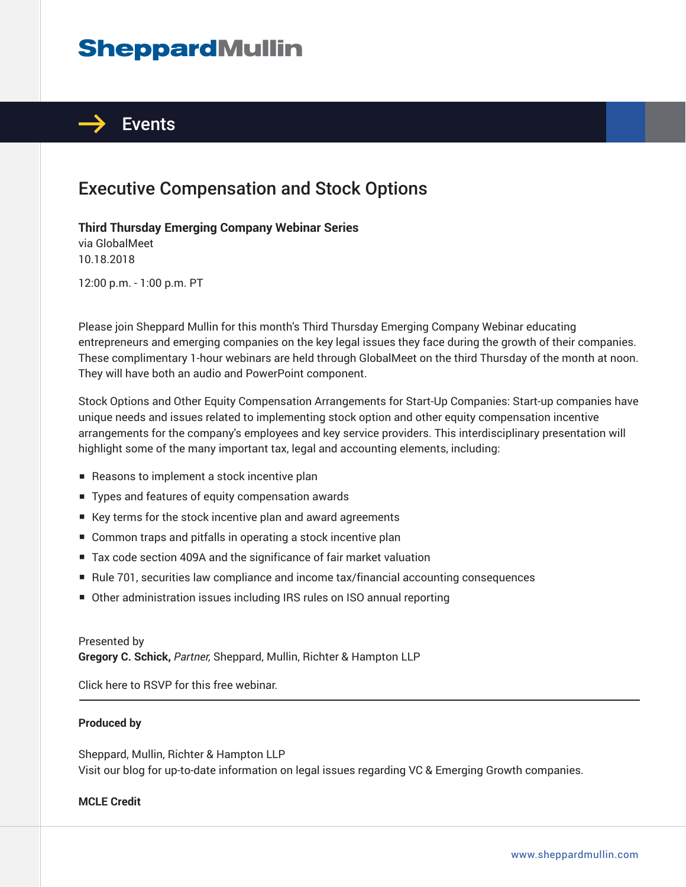# Events

## Executive Compensation and Stock Options

**Third Thursday Emerging Company Webinar Series**
via GlobalMeet
10.18.2018

12:00 p.m. - 1:00 p.m. PT

Please join Sheppard Mullin for this month's Third Thursday Emerging Company Webinar educating entrepreneurs and emerging companies on the key legal issues they face during the growth of their companies. These complimentary 1-hour webinars are held through GlobalMeet on the third Thursday of the month at noon. They will have both an audio and PowerPoint component.

Stock Options and Other Equity Compensation Arrangements for Start-Up Companies: Start-up companies have unique needs and issues related to implementing stock option and other equity compensation incentive arrangements for the company's employees and key service providers. This interdisciplinary presentation will highlight some of the many important tax, legal and accounting elements, including:

- Reasons to implement a stock incentive plan
- Types and features of equity compensation awards
- Key terms for the stock incentive plan and award agreements
- Common traps and pitfalls in operating a stock incentive plan
- Tax code section 409A and the significance of fair market valuation
- Rule 701, securities law compliance and income tax/financial accounting consequences
- Other administration issues including IRS rules on ISO annual reporting

Presented by
**Gregory C. Schick,** *Partner,* Sheppard, Mullin, Richter & Hampton LLP

Click here to RSVP for this free webinar.

---

**Produced by**

Sheppard, Mullin, Richter & Hampton LLP
Visit our blog for up-to-date information on legal issues regarding VC & Emerging Growth companies.

**MCLE Credit**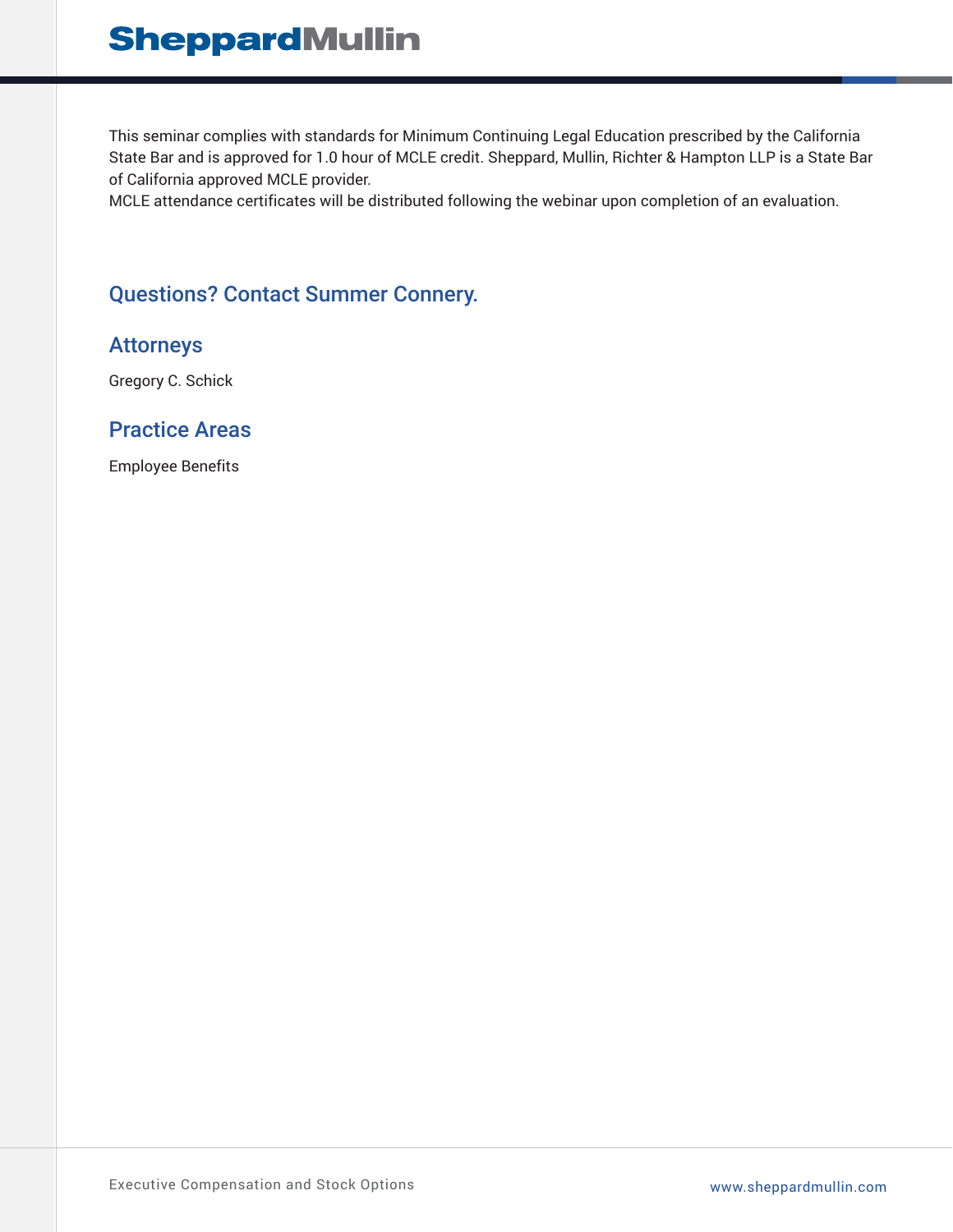This seminar complies with standards for Minimum Continuing Legal Education prescribed by the California State Bar and is approved for 1.0 hour of MCLE credit. Sheppard, Mullin, Richter & Hampton LLP is a State Bar of California approved MCLE provider.
MCLE attendance certificates will be distributed following the webinar upon completion of an evaluation.

## Questions? Contact Summer Connery.

## Attorneys

Gregory C. Schick

## Practice Areas

Employee Benefits